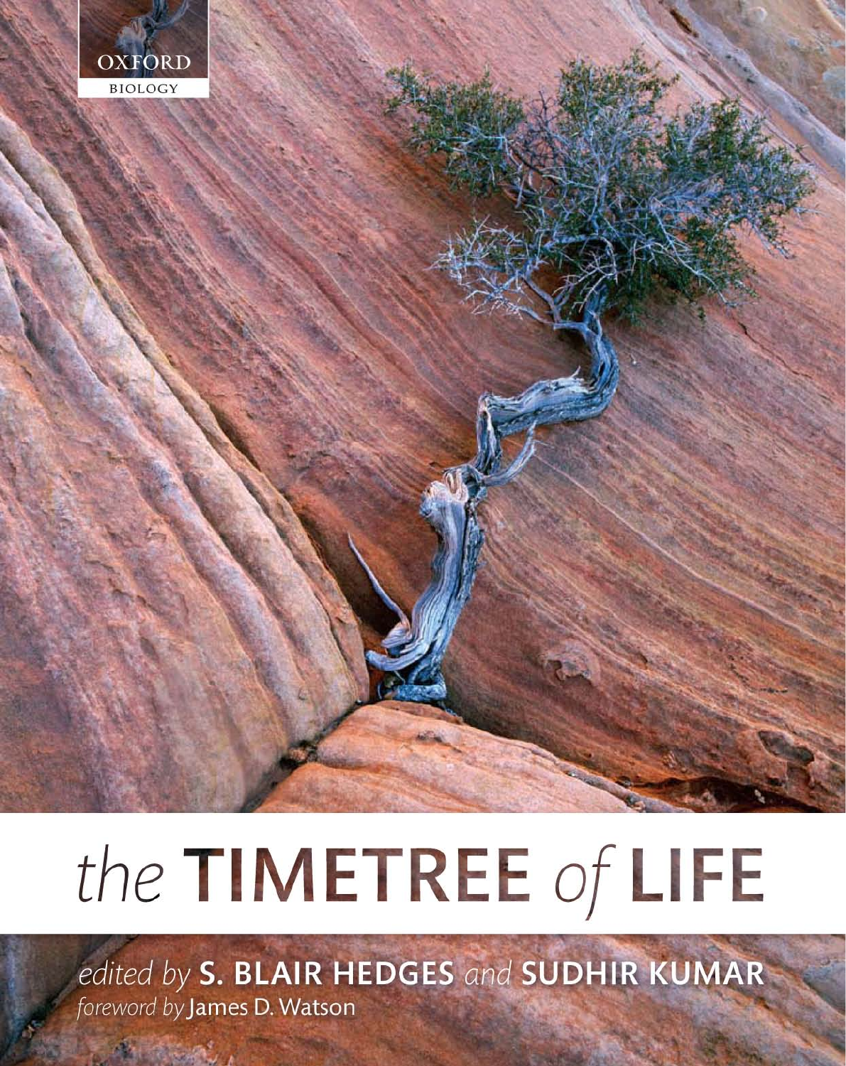OXFORD

BIOLOGY

# the TIMETREE of LIFE

*edited by* **S. BLAIR HEDGES** *and* **SUDHIR KUMAR**

*foreword by* James D. Watson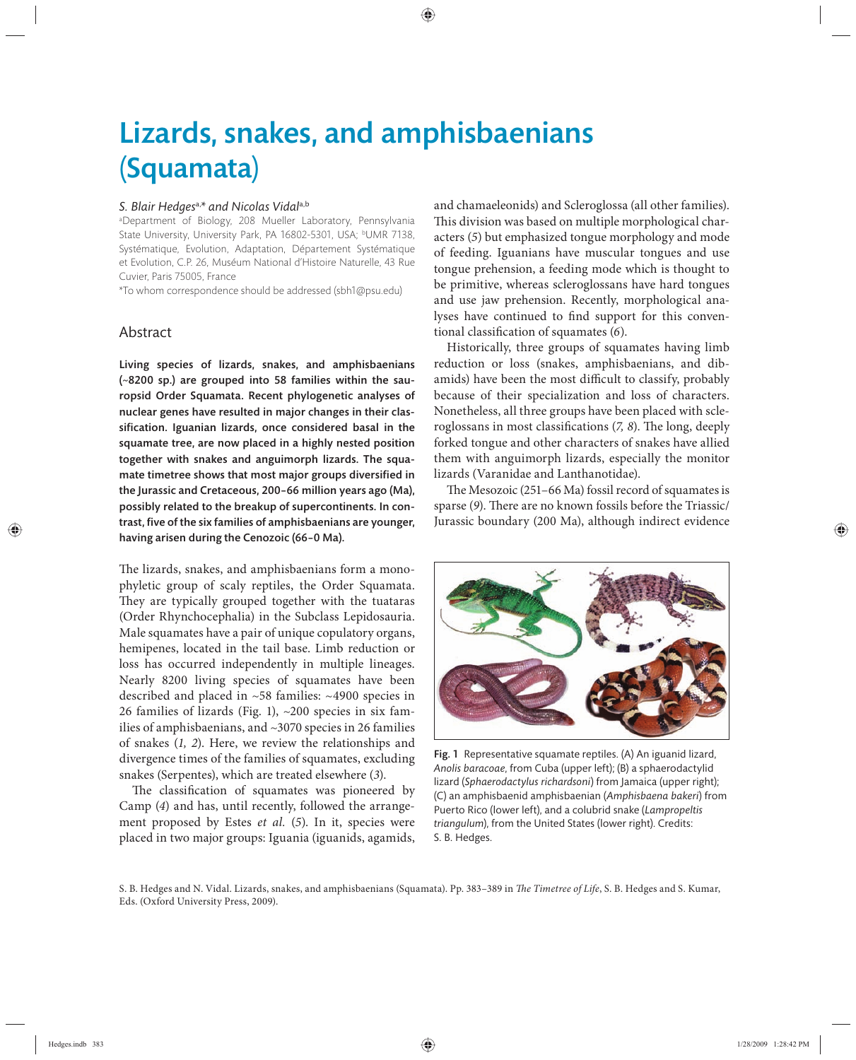# Lizards, snakes, and amphisbaenians (Squamata)

*S. Blair Hedges*[a,*] *and Nicolas Vidal*[a,b]

[a]Department of Biology, 208 Mueller Laboratory, Pennsylvania State University, University Park, PA 16802-5301, USA; [b]UMR 7138, Systématique, Evolution, Adaptation, Département Systématique et Evolution, C.P. 26, Muséum National d'Histoire Naturelle, 43 Rue Cuvier, Paris 75005, France

*To whom correspondence should be addressed (sbh1@psu.edu)

## Abstract

**Living species of lizards, snakes, and amphisbaenians (~8200 sp.) are grouped into 58 families within the sauropsid Order Squamata. Recent phylogenetic analyses of nuclear genes have resulted in major changes in their classification. Iguanian lizards, once considered basal in the squamate tree, are now placed in a highly nested position together with snakes and anguimorph lizards. The squamate timetree shows that most major groups diversified in the Jurassic and Cretaceous, 200–66 million years ago (Ma), possibly related to the breakup of supercontinents. In contrast, five of the six families of amphisbaenians are younger, having arisen during the Cenozoic (66–0 Ma).**

The lizards, snakes, and amphisbaenians form a monophyletic group of scaly reptiles, the Order Squamata. They are typically grouped together with the tuataras (Order Rhynchocephalia) in the Subclass Lepidosauria. Male squamates have a pair of unique copulatory organs, hemipenes, located in the tail base. Limb reduction or loss has occurred independently in multiple lineages. Nearly 8200 living species of squamates have been described and placed in ~58 families: ~4900 species in 26 families of lizards (Fig. 1), ~200 species in six families of amphisbaenians, and ~3070 species in 26 families of snakes (*1, 2*). Here, we review the relationships and divergence times of the families of squamates, excluding snakes (Serpentes), which are treated elsewhere (*3*).

The classification of squamates was pioneered by Camp (*4*) and has, until recently, followed the arrangement proposed by Estes *et al.* (*5*). In it, species were placed in two major groups: Iguania (iguanids, agamids, and chamaeleonids) and Scleroglossa (all other families). This division was based on multiple morphological characters (*5*) but emphasized tongue morphology and mode of feeding. Iguanians have muscular tongues and use tongue prehension, a feeding mode which is thought to be primitive, whereas scleroglossans have hard tongues and use jaw prehension. Recently, morphological analyses have continued to find support for this conventional classification of squamates (*6*).

Historically, three groups of squamates having limb reduction or loss (snakes, amphisbaenians, and dibamids) have been the most difficult to classify, probably because of their specialization and loss of characters. Nonetheless, all three groups have been placed with scleroglossans in most classifications (*7, 8*). The long, deeply forked tongue and other characters of snakes have allied them with anguimorph lizards, especially the monitor lizards (Varanidae and Lanthanotidae).

The Mesozoic (251–66 Ma) fossil record of squamates is sparse (*9*). There are no known fossils before the Triassic/Jurassic boundary (200 Ma), although indirect evidence

Fig. 1 Representative squamate reptiles. (A) An iguanid lizard, *Anolis baracoae*, from Cuba (upper left); (B) a sphaerodactylid lizard (*Sphaerodactylus richardsoni*) from Jamaica (upper right); (C) an amphisbaenid amphisbaenian (*Amphisbaena bakeri*) from Puerto Rico (lower left), and a colubrid snake (*Lampropeltis triangulum*), from the United States (lower right). Credits: S. B. Hedges.

S. B. Hedges and N. Vidal. Lizards, snakes, and amphisbaenians (Squamata). Pp. 383–389 in *The Timetree of Life*, S. B. Hedges and S. Kumar, Eds. (Oxford University Press, 2009).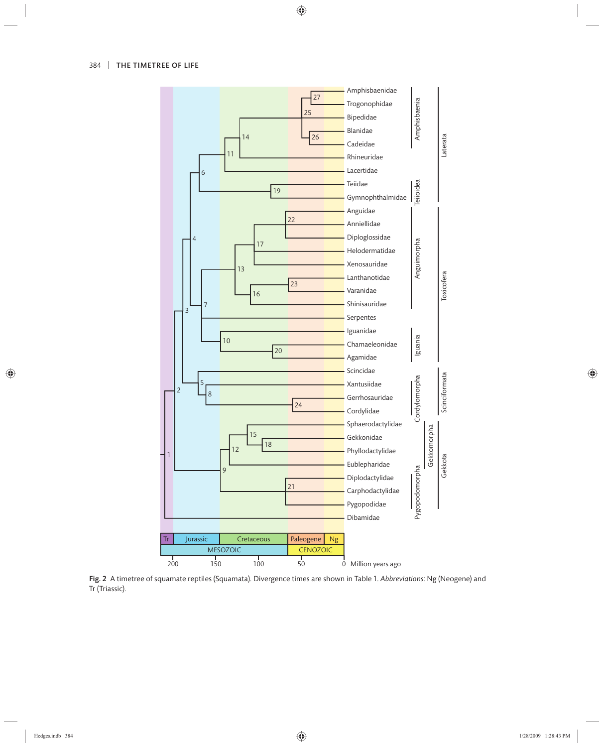**Fig. 2** A timetree of squamate reptiles (Squamata). Divergence times are shown in Table 1. *Abbreviations*: Ng (Neogene) and Tr (Triassic).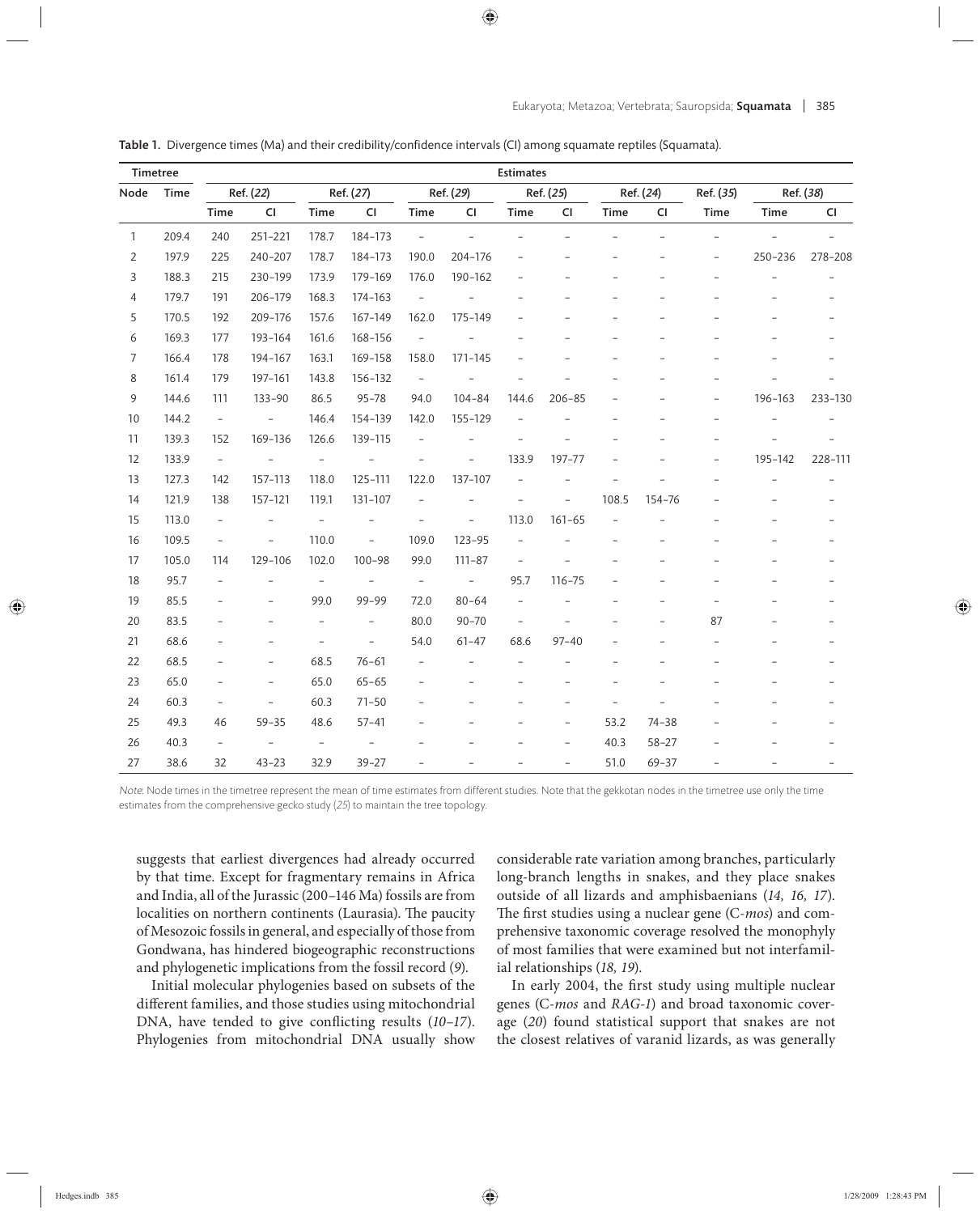**Table 1.** Divergence times (Ma) and their credibility/confidence intervals (CI) among squamate reptiles (Squamata).

| Timetree | | Estimates | | | | | | | | | | | | |
|---|---|---|---|---|---|---|---|---|---|---|---|---|---|---|
| Node | Time | Ref. (*22*) | | Ref. (*27*) | | Ref. (*29*) | | Ref. (*25*) | | Ref. (*24*) | | Ref. (*35*) | Ref. (*38*) | |
| | | Time | CI | Time | CI | Time | CI | Time | CI | Time | CI | Time | Time | CI |
| 1 | 209.4 | 240 | 251–221 | 178.7 | 184–173 | – | – | – | – | – | – | – | – | – |
| 2 | 197.9 | 225 | 240–207 | 178.7 | 184–173 | 190.0 | 204–176 | – | – | – | – | – | 250–236 | 278–208 |
| 3 | 188.3 | 215 | 230–199 | 173.9 | 179–169 | 176.0 | 190–162 | – | – | – | – | – | – | – |
| 4 | 179.7 | 191 | 206–179 | 168.3 | 174–163 | – | – | – | – | – | – | – | – | – |
| 5 | 170.5 | 192 | 209–176 | 157.6 | 167–149 | 162.0 | 175–149 | – | – | – | – | – | – | – |
| 6 | 169.3 | 177 | 193–164 | 161.6 | 168–156 | – | – | – | – | – | – | – | – | – |
| 7 | 166.4 | 178 | 194–167 | 163.1 | 169–158 | 158.0 | 171–145 | – | – | – | – | – | – | – |
| 8 | 161.4 | 179 | 197–161 | 143.8 | 156–132 | – | – | – | – | – | – | – | – | – |
| 9 | 144.6 | 111 | 133–90 | 86.5 | 95–78 | 94.0 | 104–84 | 144.6 | 206–85 | – | – | – | 196–163 | 233–130 |
| 10 | 144.2 | – | – | 146.4 | 154–139 | 142.0 | 155–129 | – | – | – | – | – | – | – |
| 11 | 139.3 | 152 | 169–136 | 126.6 | 139–115 | – | – | – | – | – | – | – | – | – |
| 12 | 133.9 | – | – | – | – | – | – | 133.9 | 197–77 | – | – | – | 195–142 | 228–111 |
| 13 | 127.3 | 142 | 157–113 | 118.0 | 125–111 | 122.0 | 137–107 | – | – | – | – | – | – | – |
| 14 | 121.9 | 138 | 157–121 | 119.1 | 131–107 | – | – | – | – | 108.5 | 154–76 | – | – | – |
| 15 | 113.0 | – | – | – | – | – | – | 113.0 | 161–65 | – | – | – | – | – |
| 16 | 109.5 | – | – | 110.0 | – | 109.0 | 123–95 | – | – | – | – | – | – | – |
| 17 | 105.0 | 114 | 129–106 | 102.0 | 100–98 | 99.0 | 111–87 | – | – | – | – | – | – | – |
| 18 | 95.7 | – | – | – | – | – | – | 95.7 | 116–75 | – | – | – | – | – |
| 19 | 85.5 | – | – | 99.0 | 99–99 | 72.0 | 80–64 | – | – | – | – | – | – | – |
| 20 | 83.5 | – | – | – | – | 80.0 | 90–70 | – | – | – | – | 87 | – | – |
| 21 | 68.6 | – | – | – | – | 54.0 | 61–47 | 68.6 | 97–40 | – | – | – | – | – |
| 22 | 68.5 | – | – | 68.5 | 76–61 | – | – | – | – | – | – | – | – | – |
| 23 | 65.0 | – | – | 65.0 | 65–65 | – | – | – | – | – | – | – | – | – |
| 24 | 60.3 | – | – | 60.3 | 71–50 | – | – | – | – | – | – | – | – | – |
| 25 | 49.3 | 46 | 59–35 | 48.6 | 57–41 | – | – | – | – | 53.2 | 74–38 | – | – | – |
| 26 | 40.3 | – | – | – | – | – | – | – | – | 40.3 | 58–27 | – | – | – |
| 27 | 38.6 | 32 | 43–23 | 32.9 | 39–27 | – | – | – | – | 51.0 | 69–37 | – | – | – |

*Note*: Node times in the timetree represent the mean of time estimates from different studies. Note that the gekkotan nodes in the timetree use only the time estimates from the comprehensive gecko study (*25*) to maintain the tree topology.

suggests that earliest divergences had already occurred by that time. Except for fragmentary remains in Africa and India, all of the Jurassic (200–146 Ma) fossils are from localities on northern continents (Laurasia). The paucity of Mesozoic fossils in general, and especially of those from Gondwana, has hindered biogeographic reconstructions and phylogenetic implications from the fossil record (*9*).

Initial molecular phylogenies based on subsets of the different families, and those studies using mitochondrial DNA, have tended to give conflicting results (*10–17*). Phylogenies from mitochondrial DNA usually show considerable rate variation among branches, particularly long-branch lengths in snakes, and they place snakes outside of all lizards and amphisbaenians (*14, 16, 17*). The first studies using a nuclear gene (C-*mos*) and comprehensive taxonomic coverage resolved the monophyly of most families that were examined but not interfamilial relationships (*18, 19*).

In early 2004, the first study using multiple nuclear genes (C-*mos* and *RAG-1*) and broad taxonomic coverage (*20*) found statistical support that snakes are not the closest relatives of varanid lizards, as was generally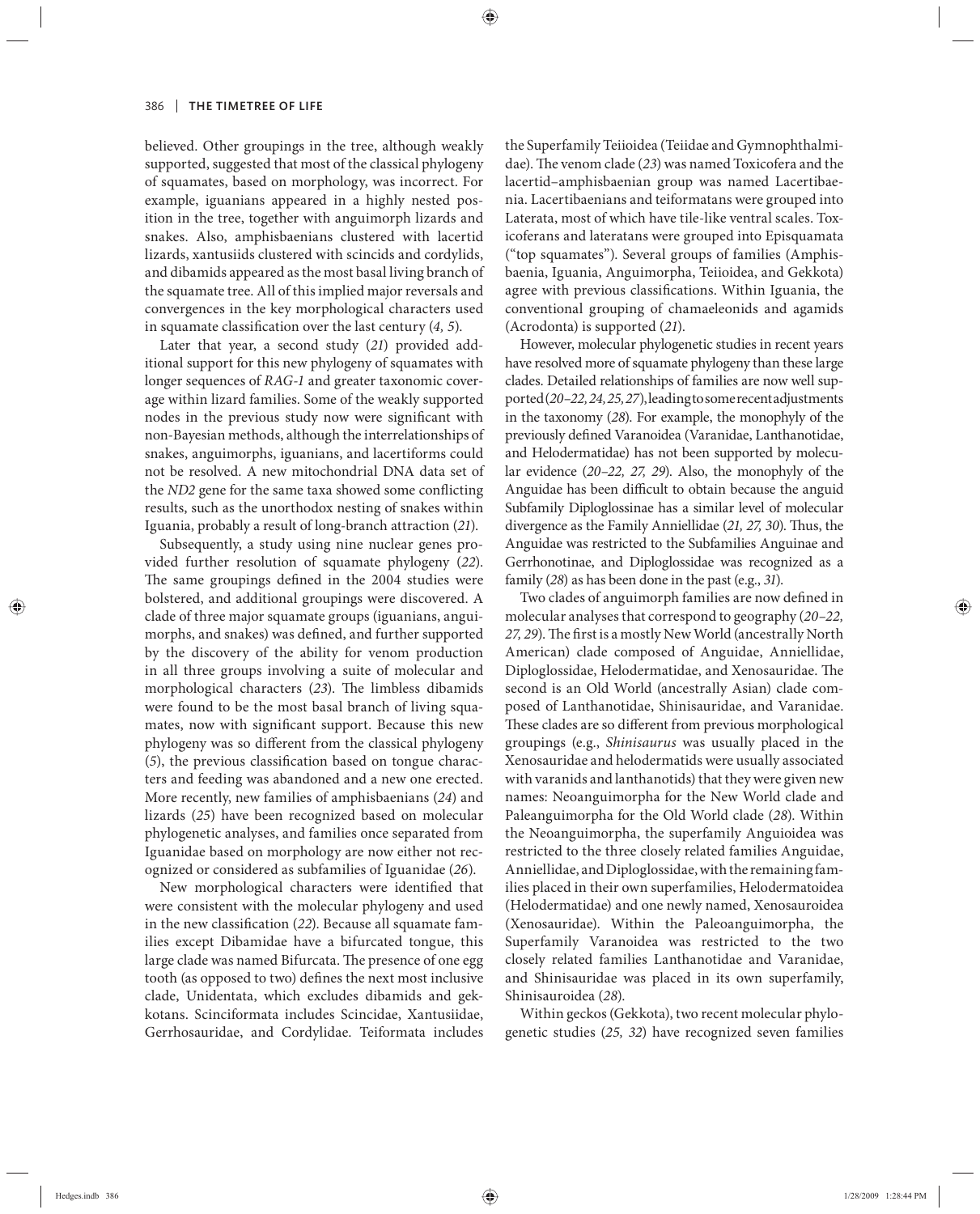believed. Other groupings in the tree, although weakly supported, suggested that most of the classical phylogeny of squamates, based on morphology, was incorrect. For example, iguanians appeared in a highly nested position in the tree, together with anguimorph lizards and snakes. Also, amphisbaenians clustered with lacertid lizards, xantusiids clustered with scincids and cordylids, and dibamids appeared as the most basal living branch of the squamate tree. All of this implied major reversals and convergences in the key morphological characters used in squamate classification over the last century (*4, 5*).

Later that year, a second study (*21*) provided additional support for this new phylogeny of squamates with longer sequences of *RAG-1* and greater taxonomic coverage within lizard families. Some of the weakly supported nodes in the previous study now were significant with non-Bayesian methods, although the interrelationships of snakes, anguimorphs, iguanians, and lacertiforms could not be resolved. A new mitochondrial DNA data set of the *ND2* gene for the same taxa showed some conflicting results, such as the unorthodox nesting of snakes within Iguania, probably a result of long-branch attraction (*21*).

Subsequently, a study using nine nuclear genes provided further resolution of squamate phylogeny (*22*). The same groupings defined in the 2004 studies were bolstered, and additional groupings were discovered. A clade of three major squamate groups (iguanians, anguimorphs, and snakes) was defined, and further supported by the discovery of the ability for venom production in all three groups involving a suite of molecular and morphological characters (*23*). The limbless dibamids were found to be the most basal branch of living squamates, now with significant support. Because this new phylogeny was so different from the classical phylogeny (*5*), the previous classification based on tongue characters and feeding was abandoned and a new one erected. More recently, new families of amphisbaenians (*24*) and lizards (*25*) have been recognized based on molecular phylogenetic analyses, and families once separated from Iguanidae based on morphology are now either not recognized or considered as subfamilies of Iguanidae (*26*).

New morphological characters were identified that were consistent with the molecular phylogeny and used in the new classification (*22*). Because all squamate families except Dibamidae have a bifurcated tongue, this large clade was named Bifurcata. The presence of one egg tooth (as opposed to two) defines the next most inclusive clade, Unidentata, which excludes dibamids and gekkotans. Scinciformata includes Scincidae, Xantusiidae, Gerrhosauridae, and Cordylidae. Teiformata includes the Superfamily Teiioidea (Teiidae and Gymnophthalmidae). The venom clade (*23*) was named Toxicofera and the lacertid–amphisbaenian group was named Lacertibaenia. Lacertibaenians and teiformatans were grouped into Laterata, most of which have tile-like ventral scales. Toxicoferans and lateratans were grouped into Episquamata ("top squamates"). Several groups of families (Amphisbaenia, Iguania, Anguimorpha, Teiioidea, and Gekkota) agree with previous classifications. Within Iguania, the conventional grouping of chamaeleonids and agamids (Acrodonta) is supported (*21*).

However, molecular phylogenetic studies in recent years have resolved more of squamate phylogeny than these large clades. Detailed relationships of families are now well supported (*20–22, 24, 25, 27*), leading to some recent adjustments in the taxonomy (*28*). For example, the monophyly of the previously defined Varanoidea (Varanidae, Lanthanotidae, and Helodermatidae) has not been supported by molecular evidence (*20–22, 27, 29*). Also, the monophyly of the Anguidae has been difficult to obtain because the anguid Subfamily Diploglossinae has a similar level of molecular divergence as the Family Anniellidae (*21, 27, 30*). Thus, the Anguidae was restricted to the Subfamilies Anguinae and Gerrhonotinae, and Diploglossidae was recognized as a family (*28*) as has been done in the past (e.g., *31*).

Two clades of anguimorph families are now defined in molecular analyses that correspond to geography (*20–22, 27, 29*). The first is a mostly New World (ancestrally North American) clade composed of Anguidae, Anniellidae, Diploglossidae, Helodermatidae, and Xenosauridae. The second is an Old World (ancestrally Asian) clade composed of Lanthanotidae, Shinisauridae, and Varanidae. These clades are so different from previous morphological groupings (e.g., *Shinisaurus* was usually placed in the Xenosauridae and helodermatids were usually associated with varanids and lanthanotids) that they were given new names: Neoanguimorpha for the New World clade and Paleanguimorpha for the Old World clade (*28*). Within the Neoanguimorpha, the superfamily Anguioidea was restricted to the three closely related families Anguidae, Anniellidae, and Diploglossidae, with the remaining families placed in their own superfamilies, Helodermatoidea (Helodermatidae) and one newly named, Xenosauroidea (Xenosauridae). Within the Paleoanguimorpha, the Superfamily Varanoidea was restricted to the two closely related families Lanthanotidae and Varanidae, and Shinisauridae was placed in its own superfamily, Shinisauroidea (*28*).

Within geckos (Gekkota), two recent molecular phylogenetic studies (*25, 32*) have recognized seven families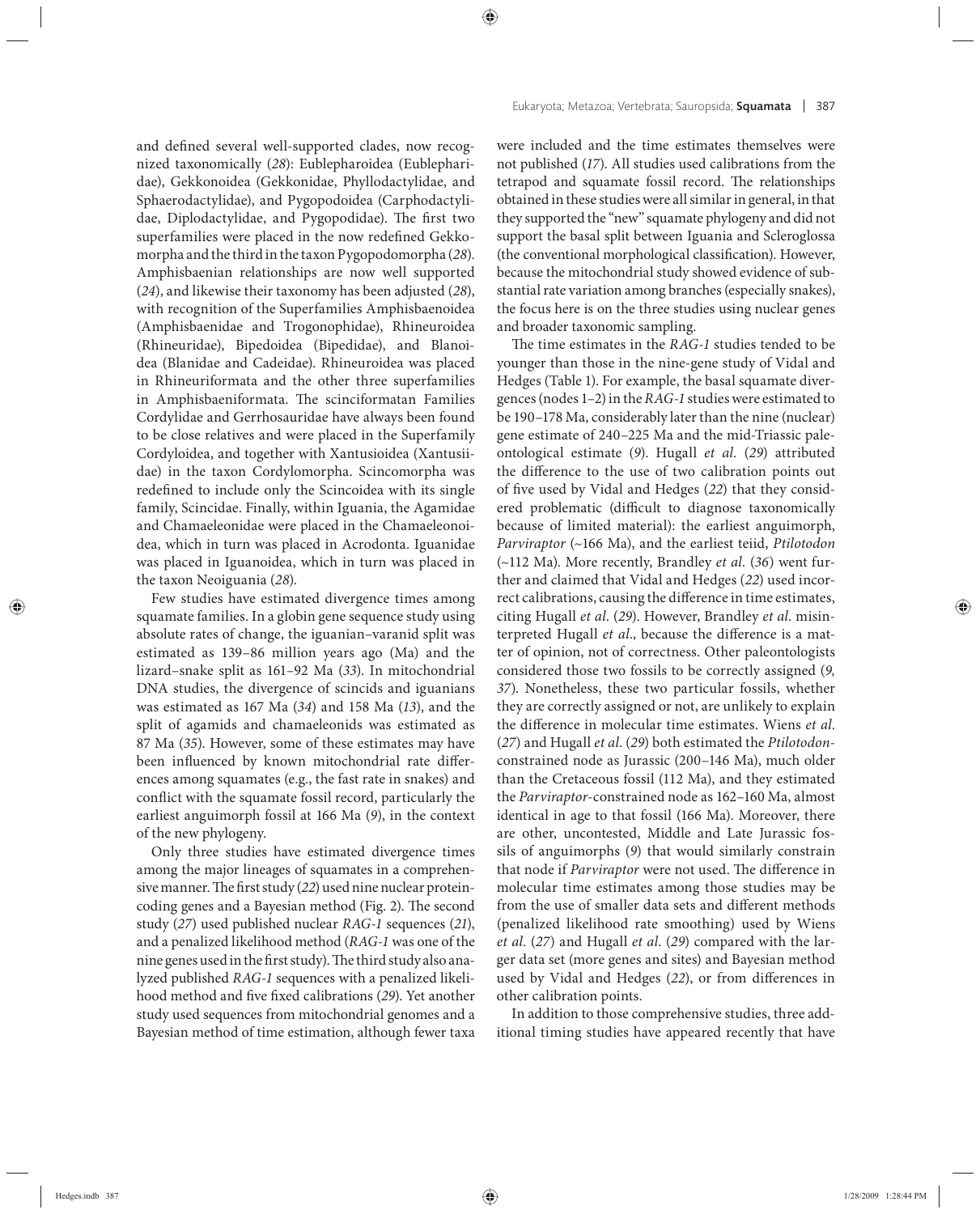and defined several well-supported clades, now recognized taxonomically (*28*): Eublepharoidea (Eublepharidae), Gekkonoidea (Gekkonidae, Phyllodactylidae, and Sphaerodactylidae), and Pygopodoidea (Carphodactylidae, Diplodactylidae, and Pygopodidae). The first two superfamilies were placed in the now redefined Gekkomorpha and the third in the taxon Pygopodomorpha (*28*). Amphisbaenian relationships are now well supported (*24*), and likewise their taxonomy has been adjusted (*28*), with recognition of the Superfamilies Amphisbaenoidea (Amphisbaenidae and Trogonophidae), Rhineuroidea (Rhineuridae), Bipedoidea (Bipedidae), and Blanoidea (Blanidae and Cadeidae). Rhineuroidea was placed in Rhineuriformata and the other three superfamilies in Amphisbaeniformata. The scinciformatan Families Cordylidae and Gerrhosauridae have always been found to be close relatives and were placed in the Superfamily Cordyloidea, and together with Xantusioidea (Xantusiidae) in the taxon Cordylomorpha. Scincomorpha was redefined to include only the Scincoidea with its single family, Scincidae. Finally, within Iguania, the Agamidae and Chamaeleonidae were placed in the Chamaeleonoidea, which in turn was placed in Acrodonta. Iguanidae was placed in Iguanoidea, which in turn was placed in the taxon Neoiguania (*28*).

Few studies have estimated divergence times among squamate families. In a globin gene sequence study using absolute rates of change, the iguanian–varanid split was estimated as 139–86 million years ago (Ma) and the lizard–snake split as 161–92 Ma (*33*). In mitochondrial DNA studies, the divergence of scincids and iguanians was estimated as 167 Ma (*34*) and 158 Ma (*13*), and the split of agamids and chamaeleonids was estimated as 87 Ma (*35*). However, some of these estimates may have been influenced by known mitochondrial rate differences among squamates (e.g., the fast rate in snakes) and conflict with the squamate fossil record, particularly the earliest anguimorph fossil at 166 Ma (*9*), in the context of the new phylogeny.

Only three studies have estimated divergence times among the major lineages of squamates in a comprehensive manner. The first study (*22*) used nine nuclear protein-coding genes and a Bayesian method (Fig. 2). The second study (*27*) used published nuclear *RAG-1* sequences (*21*), and a penalized likelihood method (*RAG-1* was one of the nine genes used in the first study). The third study also analyzed published *RAG-1* sequences with a penalized likelihood method and five fixed calibrations (*29*). Yet another study used sequences from mitochondrial genomes and a Bayesian method of time estimation, although fewer taxa were included and the time estimates themselves were not published (*17*). All studies used calibrations from the tetrapod and squamate fossil record. The relationships obtained in these studies were all similar in general, in that they supported the "new" squamate phylogeny and did not support the basal split between Iguania and Scleroglossa (the conventional morphological classification). However, because the mitochondrial study showed evidence of substantial rate variation among branches (especially snakes), the focus here is on the three studies using nuclear genes and broader taxonomic sampling.

The time estimates in the *RAG-1* studies tended to be younger than those in the nine-gene study of Vidal and Hedges (Table 1). For example, the basal squamate divergences (nodes 1–2) in the *RAG-1* studies were estimated to be 190–178 Ma, considerably later than the nine (nuclear) gene estimate of 240–225 Ma and the mid-Triassic paleontological estimate (*9*). Hugall *et al.* (*29*) attributed the difference to the use of two calibration points out of five used by Vidal and Hedges (*22*) that they considered problematic (difficult to diagnose taxonomically because of limited material): the earliest anguimorph, *Parviraptor* (~166 Ma), and the earliest teiid, *Ptilotodon* (~112 Ma). More recently, Brandley *et al.* (*36*) went further and claimed that Vidal and Hedges (*22*) used incorrect calibrations, causing the difference in time estimates, citing Hugall *et al.* (*29*). However, Brandley *et al.* misinterpreted Hugall *et al.*, because the difference is a matter of opinion, not of correctness. Other paleontologists considered those two fossils to be correctly assigned (*9, 37*). Nonetheless, these two particular fossils, whether they are correctly assigned or not, are unlikely to explain the difference in molecular time estimates. Wiens *et al.* (*27*) and Hugall *et al.* (*29*) both estimated the *Ptilotodon*-constrained node as Jurassic (200–146 Ma), much older than the Cretaceous fossil (112 Ma), and they estimated the *Parviraptor*-constrained node as 162–160 Ma, almost identical in age to that fossil (166 Ma). Moreover, there are other, uncontested, Middle and Late Jurassic fossils of anguimorphs (*9*) that would similarly constrain that node if *Parviraptor* were not used. The difference in molecular time estimates among those studies may be from the use of smaller data sets and different methods (penalized likelihood rate smoothing) used by Wiens *et al.* (*27*) and Hugall *et al.* (*29*) compared with the larger data set (more genes and sites) and Bayesian method used by Vidal and Hedges (*22*), or from differences in other calibration points.

In addition to those comprehensive studies, three additional timing studies have appeared recently that have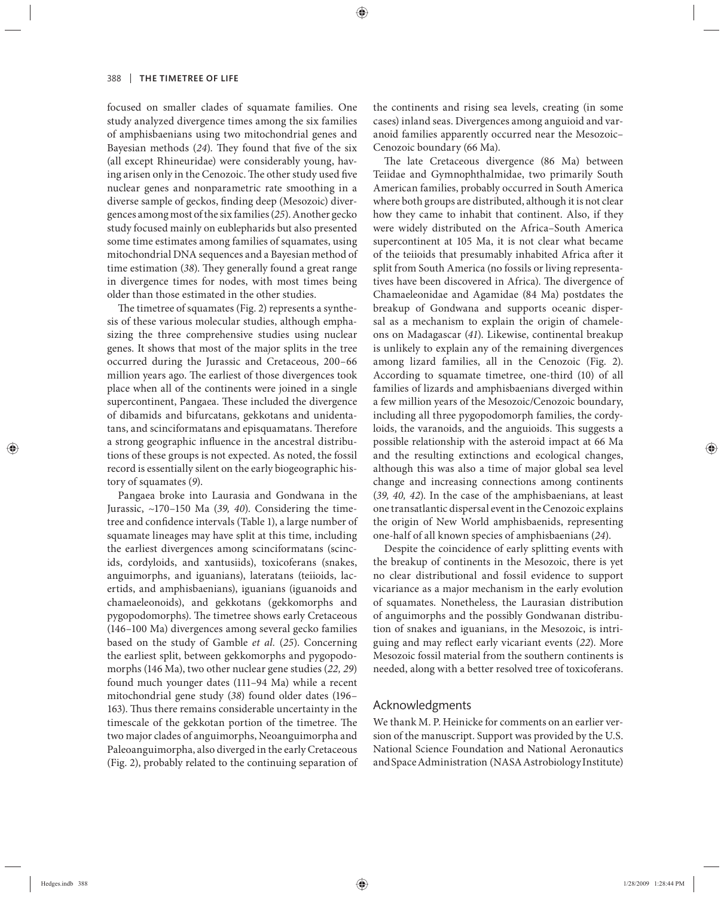focused on smaller clades of squamate families. One study analyzed divergence times among the six families of amphisbaenians using two mitochondrial genes and Bayesian methods (*24*). They found that five of the six (all except Rhineuridae) were considerably young, having arisen only in the Cenozoic. The other study used five nuclear genes and nonparametric rate smoothing in a diverse sample of geckos, finding deep (Mesozoic) divergences among most of the six families (*25*). Another gecko study focused mainly on eublepharids but also presented some time estimates among families of squamates, using mitochondrial DNA sequences and a Bayesian method of time estimation (*38*). They generally found a great range in divergence times for nodes, with most times being older than those estimated in the other studies.

The timetree of squamates (Fig. 2) represents a synthesis of these various molecular studies, although emphasizing the three comprehensive studies using nuclear genes. It shows that most of the major splits in the tree occurred during the Jurassic and Cretaceous, 200–66 million years ago. The earliest of those divergences took place when all of the continents were joined in a single supercontinent, Pangaea. These included the divergence of dibamids and bifurcatans, gekkotans and unidentatans, and scinciformatans and episquamatans. Therefore a strong geographic influence in the ancestral distributions of these groups is not expected. As noted, the fossil record is essentially silent on the early biogeographic history of squamates (*9*).

Pangaea broke into Laurasia and Gondwana in the Jurassic, ~170–150 Ma (*39, 40*). Considering the timetree and confidence intervals (Table 1), a large number of squamate lineages may have split at this time, including the earliest divergences among scinciformatans (scincids, cordyloids, and xantusiids), toxicoferans (snakes, anguimorphs, and iguanians), lateratans (teiioids, lacertids, and amphisbaenians), iguanians (iguanoids and chamaeleonoids), and gekkotans (gekkomorphs and pygopodomorphs). The timetree shows early Cretaceous (146–100 Ma) divergences among several gecko families based on the study of Gamble *et al.* (*25*). Concerning the earliest split, between gekkomorphs and pygopodomorphs (146 Ma), two other nuclear gene studies (*22, 29*) found much younger dates (111–94 Ma) while a recent mitochondrial gene study (*38*) found older dates (196–163). Thus there remains considerable uncertainty in the timescale of the gekkotan portion of the timetree. The two major clades of anguimorphs, Neoanguimorpha and Paleoanguimorpha, also diverged in the early Cretaceous (Fig. 2), probably related to the continuing separation of the continents and rising sea levels, creating (in some cases) inland seas. Divergences among anguioid and varanoid families apparently occurred near the Mesozoic–Cenozoic boundary (66 Ma).

The late Cretaceous divergence (86 Ma) between Teiidae and Gymnophthalmidae, two primarily South American families, probably occurred in South America where both groups are distributed, although it is not clear how they came to inhabit that continent. Also, if they were widely distributed on the Africa–South America supercontinent at 105 Ma, it is not clear what became of the teiioids that presumably inhabited Africa after it split from South America (no fossils or living representatives have been discovered in Africa). The divergence of Chamaeleonidae and Agamidae (84 Ma) postdates the breakup of Gondwana and supports oceanic dispersal as a mechanism to explain the origin of chameleons on Madagascar (*41*). Likewise, continental breakup is unlikely to explain any of the remaining divergences among lizard families, all in the Cenozoic (Fig. 2). According to squamate timetree, one-third (10) of all families of lizards and amphisbaenians diverged within a few million years of the Mesozoic/Cenozoic boundary, including all three pygopodomorph families, the cordyloids, the varanoids, and the anguioids. This suggests a possible relationship with the asteroid impact at 66 Ma and the resulting extinctions and ecological changes, although this was also a time of major global sea level change and increasing connections among continents (*39, 40, 42*). In the case of the amphisbaenians, at least one transatlantic dispersal event in the Cenozoic explains the origin of New World amphisbaenids, representing one-half of all known species of amphisbaenians (*24*).

Despite the coincidence of early splitting events with the breakup of continents in the Mesozoic, there is yet no clear distributional and fossil evidence to support vicariance as a major mechanism in the early evolution of squamates. Nonetheless, the Laurasian distribution of anguimorphs and the possibly Gondwanan distribution of snakes and iguanians, in the Mesozoic, is intriguing and may reflect early vicariant events (*22*). More Mesozoic fossil material from the southern continents is needed, along with a better resolved tree of toxicoferans.

## Acknowledgments

We thank M. P. Heinicke for comments on an earlier version of the manuscript. Support was provided by the U.S. National Science Foundation and National Aeronautics and Space Administration (NASA Astrobiology Institute)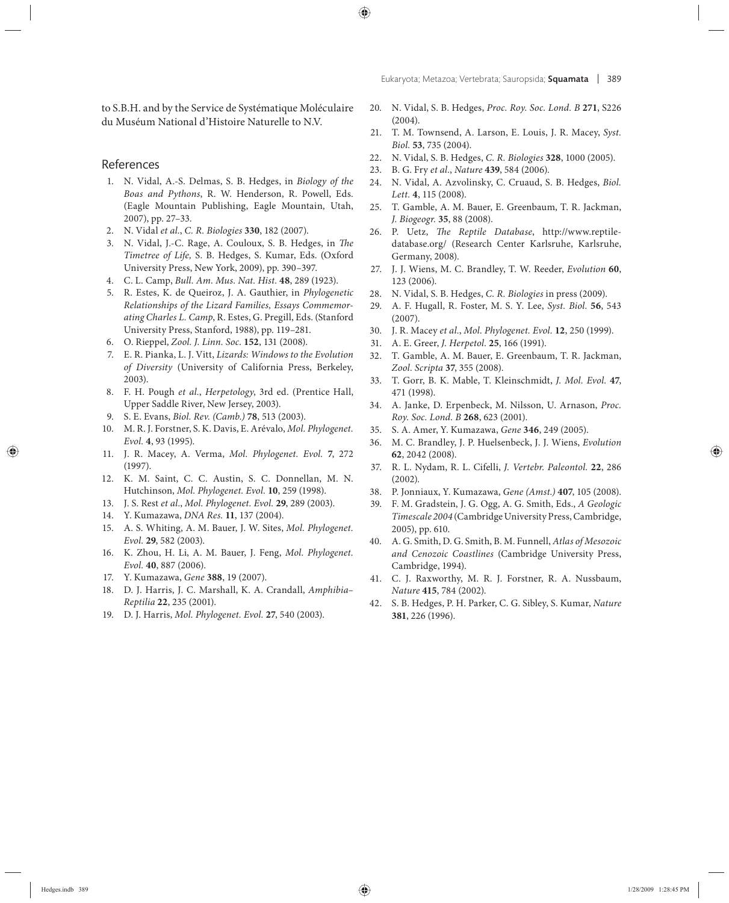to S.B.H. and by the Service de Systématique Moléculaire du Muséum National d'Histoire Naturelle to N.V.

## References

1. N. Vidal, A.-S. Delmas, S. B. Hedges, in *Biology of the Boas and Pythons*, R. W. Henderson, R. Powell, Eds. (Eagle Mountain Publishing, Eagle Mountain, Utah, 2007), pp. 27–33.
2. N. Vidal *et al.*, *C. R. Biologies* **330**, 182 (2007).
3. N. Vidal, J.-C. Rage, A. Couloux, S. B. Hedges, in *The Timetree of Life,* S. B. Hedges, S. Kumar, Eds. (Oxford University Press, New York, 2009), pp. 390–397.
4. C. L. Camp, *Bull. Am. Mus. Nat. Hist.* **48**, 289 (1923).
5. R. Estes, K. de Queiroz, J. A. Gauthier, in *Phylogenetic Relationships of the Lizard Families, Essays Commemorating Charles L. Camp*, R. Estes, G. Pregill, Eds. (Stanford University Press, Stanford, 1988), pp. 119–281.
6. O. Rieppel, *Zool. J. Linn. Soc.* **152**, 131 (2008).
7. E. R. Pianka, L. J. Vitt, *Lizards: Windows to the Evolution of Diversity* (University of California Press, Berkeley, 2003).
8. F. H. Pough *et al.*, *Herpetology*, 3rd ed. (Prentice Hall, Upper Saddle River, New Jersey, 2003).
9. S. E. Evans, *Biol. Rev. (Camb.)* **78**, 513 (2003).
10. M. R. J. Forstner, S. K. Davis, E. Arévalo, *Mol. Phylogenet. Evol.* **4**, 93 (1995).
11. J. R. Macey, A. Verma, *Mol. Phylogenet. Evol.* **7**, 272 (1997).
12. K. M. Saint, C. C. Austin, S. C. Donnellan, M. N. Hutchinson, *Mol. Phylogenet. Evol.* **10**, 259 (1998).
13. J. S. Rest *et al.*, *Mol. Phylogenet. Evol.* **29**, 289 (2003).
14. Y. Kumazawa, *DNA Res.* **11**, 137 (2004).
15. A. S. Whiting, A. M. Bauer, J. W. Sites, *Mol. Phylogenet. Evol.* **29**, 582 (2003).
16. K. Zhou, H. Li, A. M. Bauer, J. Feng, *Mol. Phylogenet. Evol.* **40**, 887 (2006).
17. Y. Kumazawa, *Gene* **388**, 19 (2007).
18. D. J. Harris, J. C. Marshall, K. A. Crandall, *Amphibia–Reptilia* **22**, 235 (2001).
19. D. J. Harris, *Mol. Phylogenet. Evol.* **27**, 540 (2003).
20. N. Vidal, S. B. Hedges, *Proc. Roy. Soc. Lond. B* **271**, S226 (2004).
21. T. M. Townsend, A. Larson, E. Louis, J. R. Macey, *Syst. Biol.* **53**, 735 (2004).
22. N. Vidal, S. B. Hedges, *C. R. Biologies* **328**, 1000 (2005).
23. B. G. Fry *et al.*, *Nature* **439**, 584 (2006).
24. N. Vidal, A. Azvolinsky, C. Cruaud, S. B. Hedges, *Biol. Lett.* **4**, 115 (2008).
25. T. Gamble, A. M. Bauer, E. Greenbaum, T. R. Jackman, *J. Biogeogr.* **35**, 88 (2008).
26. P. Uetz, *The Reptile Database*, http://www.reptile-database.org/ (Research Center Karlsruhe, Karlsruhe, Germany, 2008).
27. J. J. Wiens, M. C. Brandley, T. W. Reeder, *Evolution* **60**, 123 (2006).
28. N. Vidal, S. B. Hedges, *C. R. Biologies* in press (2009).
29. A. F. Hugall, R. Foster, M. S. Y. Lee, *Syst. Biol.* **56**, 543 (2007).
30. J. R. Macey *et al.*, *Mol. Phylogenet. Evol.* **12**, 250 (1999).
31. A. E. Greer, *J. Herpetol.* **25**, 166 (1991).
32. T. Gamble, A. M. Bauer, E. Greenbaum, T. R. Jackman, *Zool. Scripta* **37**, 355 (2008).
33. T. Gorr, B. K. Mable, T. Kleinschmidt, *J. Mol. Evol.* **47**, 471 (1998).
34. A. Janke, D. Erpenbeck, M. Nilsson, U. Arnason, *Proc. Roy. Soc. Lond. B* **268**, 623 (2001).
35. S. A. Amer, Y. Kumazawa, *Gene* **346**, 249 (2005).
36. M. C. Brandley, J. P. Huelsenbeck, J. J. Wiens, *Evolution* **62**, 2042 (2008).
37. R. L. Nydam, R. L. Cifelli, *J. Vertebr. Paleontol.* **22**, 286 (2002).
38. P. Jonniaux, Y. Kumazawa, *Gene (Amst.)* **407**, 105 (2008).
39. F. M. Gradstein, J. G. Ogg, A. G. Smith, Eds., *A Geologic Timescale 2004* (Cambridge University Press, Cambridge, 2005), pp. 610.
40. A. G. Smith, D. G. Smith, B. M. Funnell, *Atlas of Mesozoic and Cenozoic Coastlines* (Cambridge University Press, Cambridge, 1994).
41. C. J. Raxworthy, M. R. J. Forstner, R. A. Nussbaum, *Nature* **415**, 784 (2002).
42. S. B. Hedges, P. H. Parker, C. G. Sibley, S. Kumar, *Nature* **381**, 226 (1996).